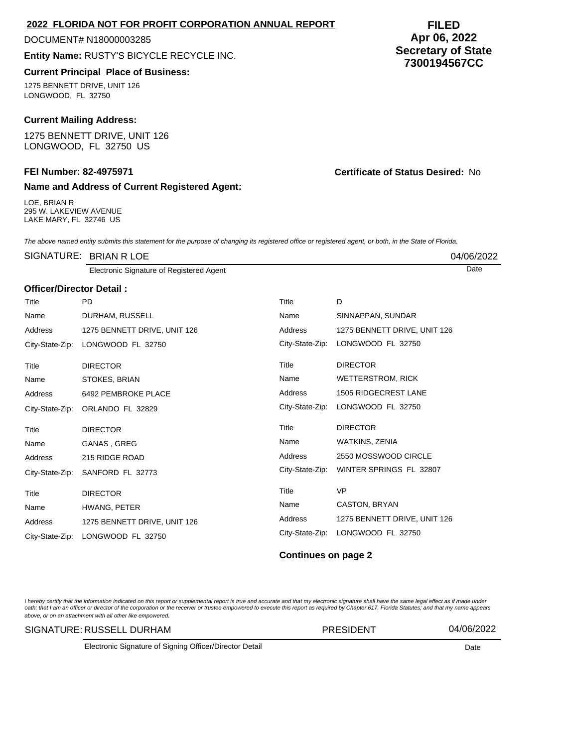## 2022 FLORIDA NOT FOR PROFIT CORPORATION ANNUAL REPORT

**FILED**
**Apr 06, 2022**
**Secretary of State**
**7300194567CC**

DOCUMENT# N18000003285

**Entity Name:** RUSTY'S BICYCLE RECYCLE INC.

### Current Principal Place of Business:

1275 BENNETT DRIVE, UNIT 126
LONGWOOD, FL 32750

### Current Mailing Address:

1275 BENNETT DRIVE, UNIT 126
LONGWOOD, FL 32750 US

**FEI Number: 82-4975971**

**Certificate of Status Desired:** No

### Name and Address of Current Registered Agent:

LOE, BRIAN R
295 W. LAKEVIEW AVENUE
LAKE MARY, FL 32746 US

*The above named entity submits this statement for the purpose of changing its registered office or registered agent, or both, in the State of Florida.*

SIGNATURE: BRIAN R LOE — 04/06/2022

Electronic Signature of Registered Agent — Date

### Officer/Director Detail :

| Title | PD | Title | D |
|---|---|---|---|
| Name | DURHAM, RUSSELL | Name | SINNAPPAN, SUNDAR |
| Address | 1275 BENNETT DRIVE, UNIT 126 | Address | 1275 BENNETT DRIVE, UNIT 126 |
| City-State-Zip: | LONGWOOD FL 32750 | City-State-Zip: | LONGWOOD FL 32750 |
| Title | DIRECTOR | Title | DIRECTOR |
| Name | STOKES, BRIAN | Name | WETTERSTROM, RICK |
| Address | 6492 PEMBROKE PLACE | Address | 1505 RIDGECREST LANE |
| City-State-Zip: | ORLANDO FL 32829 | City-State-Zip: | LONGWOOD FL 32750 |
| Title | DIRECTOR | Title | DIRECTOR |
| Name | GANAS , GREG | Name | WATKINS, ZENIA |
| Address | 215 RIDGE ROAD | Address | 2550 MOSSWOOD CIRCLE |
| City-State-Zip: | SANFORD FL 32773 | City-State-Zip: | WINTER SPRINGS FL 32807 |
| Title | DIRECTOR | Title | VP |
| Name | HWANG, PETER | Name | CASTON, BRYAN |
| Address | 1275 BENNETT DRIVE, UNIT 126 | Address | 1275 BENNETT DRIVE, UNIT 126 |
| City-State-Zip: | LONGWOOD FL 32750 | City-State-Zip: | LONGWOOD FL 32750 |

**Continues on page 2**

*I hereby certify that the information indicated on this report or supplemental report is true and accurate and that my electronic signature shall have the same legal effect as if made under oath; that I am an officer or director of the corporation or the receiver or trustee empowered to execute this report as required by Chapter 617, Florida Statutes; and that my name appears above, or on an attachment with all other like empowered.*

SIGNATURE: RUSSELL DURHAM — PRESIDENT — 04/06/2022

Electronic Signature of Signing Officer/Director Detail — Date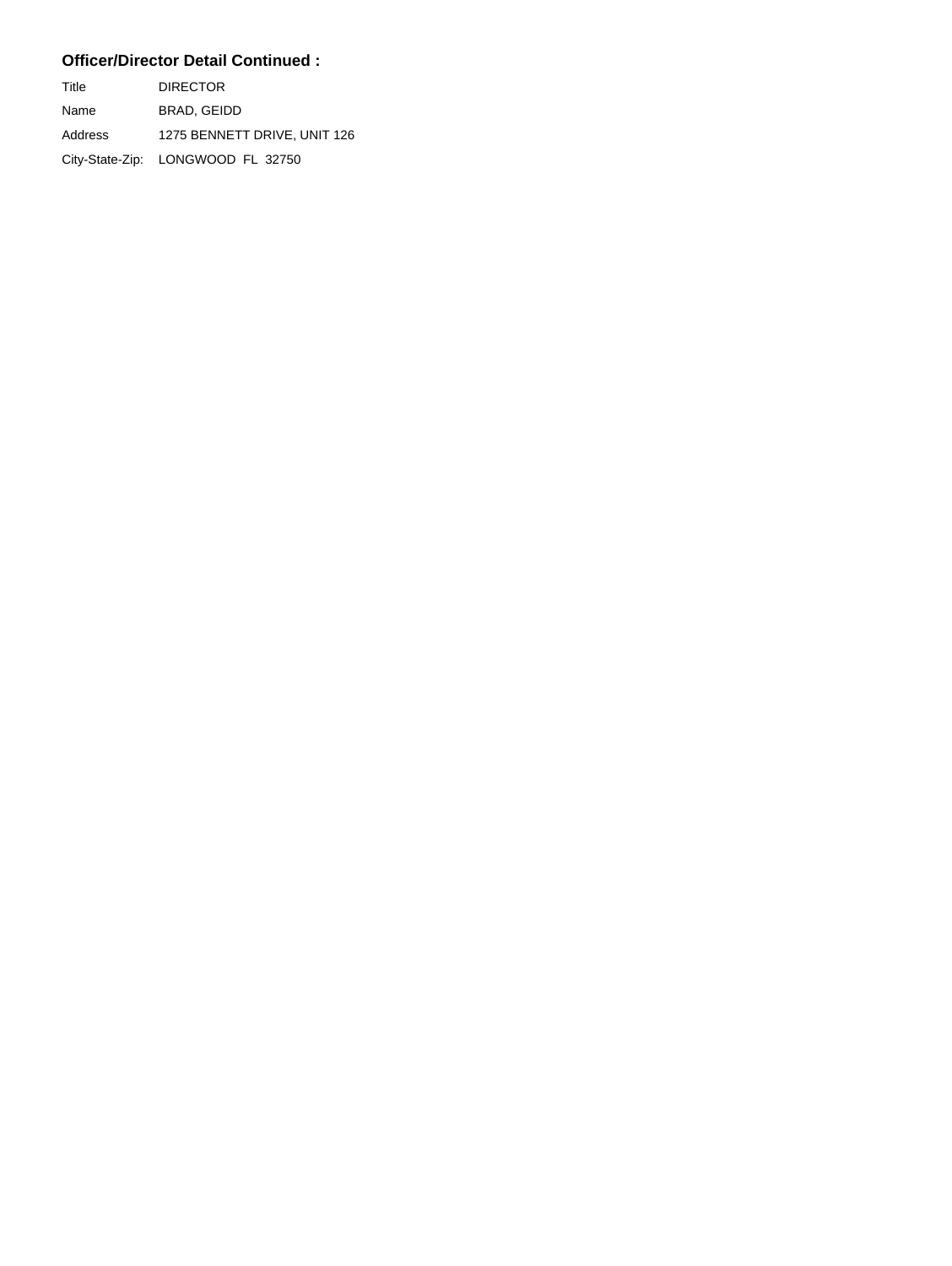### Officer/Director Detail Continued :

| | |
|---|---|
| Title | DIRECTOR |
| Name | BRAD, GEIDD |
| Address | 1275 BENNETT DRIVE, UNIT 126 |
| City-State-Zip: | LONGWOOD FL 32750 |